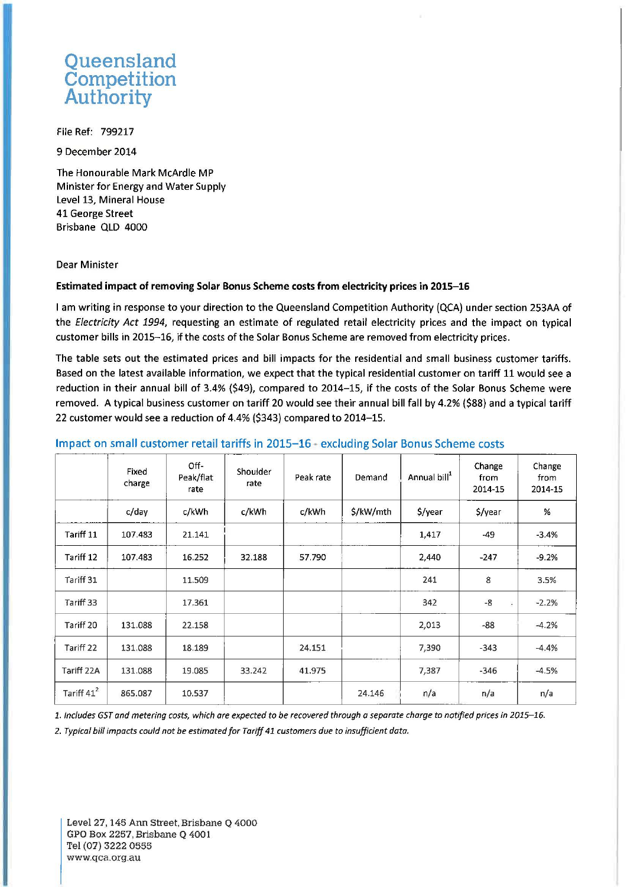# Queensland Competition Authority

File Ref: 799217

9 December 2014

The Honourable Mark McArdle MP
Minister for Energy and Water Supply
Level 13, Mineral House
41 George Street
Brisbane QLD 4000

Dear Minister

**Estimated impact of removing Solar Bonus Scheme costs from electricity prices in 2015–16**

I am writing in response to your direction to the Queensland Competition Authority (QCA) under section 253AA of the *Electricity Act 1994*, requesting an estimate of regulated retail electricity prices and the impact on typical customer bills in 2015–16, if the costs of the Solar Bonus Scheme are removed from electricity prices.

The table sets out the estimated prices and bill impacts for the residential and small business customer tariffs. Based on the latest available information, we expect that the typical residential customer on tariff 11 would see a reduction in their annual bill of 3.4% ($49), compared to 2014–15, if the costs of the Solar Bonus Scheme were removed. A typical business customer on tariff 20 would see their annual bill fall by 4.2% ($88) and a typical tariff 22 customer would see a reduction of 4.4% ($343) compared to 2014–15.

## Impact on small customer retail tariffs in 2015–16 - excluding Solar Bonus Scheme costs

| | Fixed charge | Off-Peak/flat rate | Shoulder rate | Peak rate | Demand | Annual bill[1] | Change from 2014-15 | Change from 2014-15 |
|---|---|---|---|---|---|---|---|---|
| | c/day | c/kWh | c/kWh | c/kWh | $/kW/mth | $/year | $/year | % |
| Tariff 11 | 107.483 | 21.141 | | | | 1,417 | -49 | -3.4% |
| Tariff 12 | 107.483 | 16.252 | 32.188 | 57.790 | | 2,440 | -247 | -9.2% |
| Tariff 31 | | 11.509 | | | | 241 | 8 | 3.5% |
| Tariff 33 | | 17.361 | | | | 342 | -8 | -2.2% |
| Tariff 20 | 131.088 | 22.158 | | | | 2,013 | -88 | -4.2% |
| Tariff 22 | 131.088 | 18.189 | | 24.151 | | 7,390 | -343 | -4.4% |
| Tariff 22A | 131.088 | 19.085 | 33.242 | 41.975 | | 7,387 | -346 | -4.5% |
| Tariff 41[2] | 865.087 | 10.537 | | | 24.146 | n/a | n/a | n/a |

*1. Includes GST and metering costs, which are expected to be recovered through a separate charge to notified prices in 2015–16.*

*2. Typical bill impacts could not be estimated for Tariff 41 customers due to insufficient data.*

Level 27, 145 Ann Street, Brisbane Q 4000
GPO Box 2257, Brisbane Q 4001
Tel (07) 3222 0555
www.qca.org.au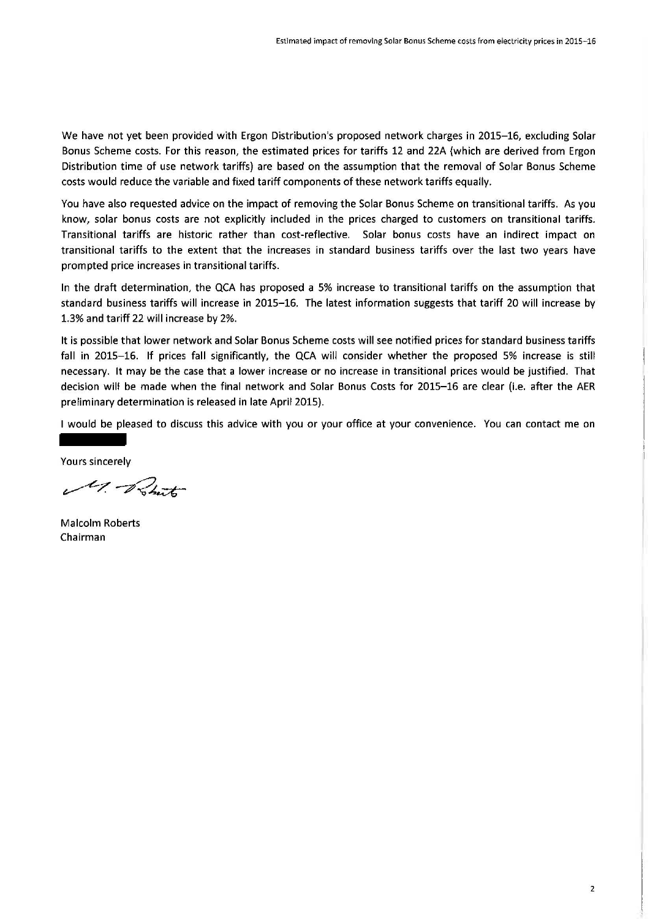We have not yet been provided with Ergon Distribution's proposed network charges in 2015–16, excluding Solar Bonus Scheme costs. For this reason, the estimated prices for tariffs 12 and 22A (which are derived from Ergon Distribution time of use network tariffs) are based on the assumption that the removal of Solar Bonus Scheme costs would reduce the variable and fixed tariff components of these network tariffs equally.

You have also requested advice on the impact of removing the Solar Bonus Scheme on transitional tariffs. As you know, solar bonus costs are not explicitly included in the prices charged to customers on transitional tariffs. Transitional tariffs are historic rather than cost-reflective. Solar bonus costs have an indirect impact on transitional tariffs to the extent that the increases in standard business tariffs over the last two years have prompted price increases in transitional tariffs.

In the draft determination, the QCA has proposed a 5% increase to transitional tariffs on the assumption that standard business tariffs will increase in 2015–16. The latest information suggests that tariff 20 will increase by 1.3% and tariff 22 will increase by 2%.

It is possible that lower network and Solar Bonus Scheme costs will see notified prices for standard business tariffs fall in 2015–16. If prices fall significantly, the QCA will consider whether the proposed 5% increase is still necessary. It may be the case that a lower increase or no increase in transitional prices would be justified. That decision will be made when the final network and Solar Bonus Costs for 2015–16 are clear (i.e. after the AER preliminary determination is released in late April 2015).

I would be pleased to discuss this advice with you or your office at your convenience. You can contact me on

Yours sincerely

Malcolm Roberts
Chairman